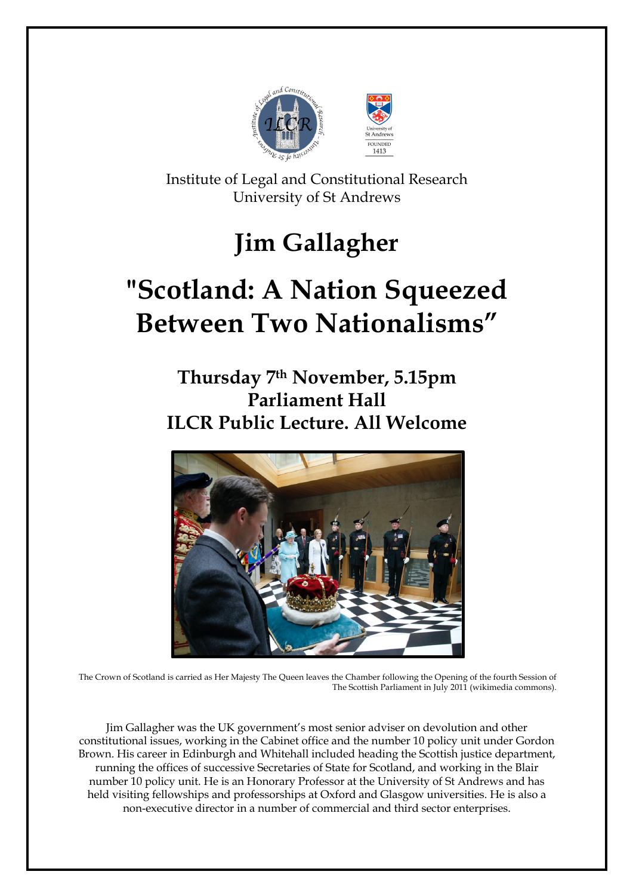Institute of Legal and Constitutional Research
University of St Andrews

# Jim Gallagher

# "Scotland: A Nation Squeezed Between Two Nationalisms"

## Thursday 7th November, 5.15pm
## Parliament Hall
## ILCR Public Lecture. All Welcome

The Crown of Scotland is carried as Her Majesty The Queen leaves the Chamber following the Opening of the fourth Session of The Scottish Parliament in July 2011 (wikimedia commons).

Jim Gallagher was the UK government's most senior adviser on devolution and other constitutional issues, working in the Cabinet office and the number 10 policy unit under Gordon Brown. His career in Edinburgh and Whitehall included heading the Scottish justice department, running the offices of successive Secretaries of State for Scotland, and working in the Blair number 10 policy unit. He is an Honorary Professor at the University of St Andrews and has held visiting fellowships and professorships at Oxford and Glasgow universities. He is also a non-executive director in a number of commercial and third sector enterprises.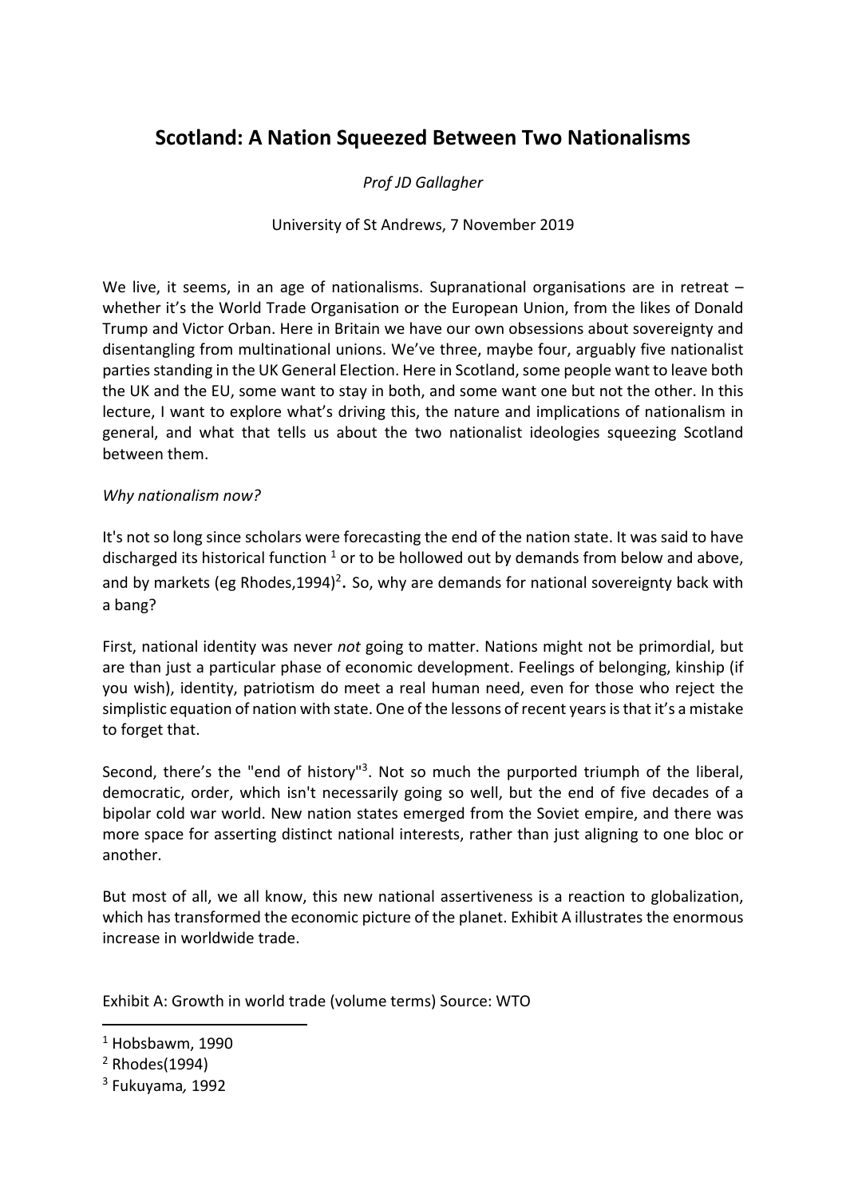# Scotland: A Nation Squeezed Between Two Nationalisms

*Prof JD Gallagher*

University of St Andrews, 7 November 2019

We live, it seems, in an age of nationalisms. Supranational organisations are in retreat – whether it's the World Trade Organisation or the European Union, from the likes of Donald Trump and Victor Orban. Here in Britain we have our own obsessions about sovereignty and disentangling from multinational unions. We've three, maybe four, arguably five nationalist parties standing in the UK General Election. Here in Scotland, some people want to leave both the UK and the EU, some want to stay in both, and some want one but not the other. In this lecture, I want to explore what's driving this, the nature and implications of nationalism in general, and what that tells us about the two nationalist ideologies squeezing Scotland between them.

*Why nationalism now?*

It's not so long since scholars were forecasting the end of the nation state. It was said to have discharged its historical function [1] or to be hollowed out by demands from below and above, and by markets (eg Rhodes,1994)[2]**.** So, why are demands for national sovereignty back with a bang?

First, national identity was never *not* going to matter. Nations might not be primordial, but are than just a particular phase of economic development. Feelings of belonging, kinship (if you wish), identity, patriotism do meet a real human need, even for those who reject the simplistic equation of nation with state. One of the lessons of recent years is that it's a mistake to forget that.

Second, there's the "end of history"[3]. Not so much the purported triumph of the liberal, democratic, order, which isn't necessarily going so well, but the end of five decades of a bipolar cold war world. New nation states emerged from the Soviet empire, and there was more space for asserting distinct national interests, rather than just aligning to one bloc or another.

But most of all, we all know, this new national assertiveness is a reaction to globalization, which has transformed the economic picture of the planet. Exhibit A illustrates the enormous increase in worldwide trade.

Exhibit A: Growth in world trade (volume terms) Source: WTO

---

[1] Hobsbawm, 1990

[2] Rhodes(1994)

[3] Fukuyama*,* 1992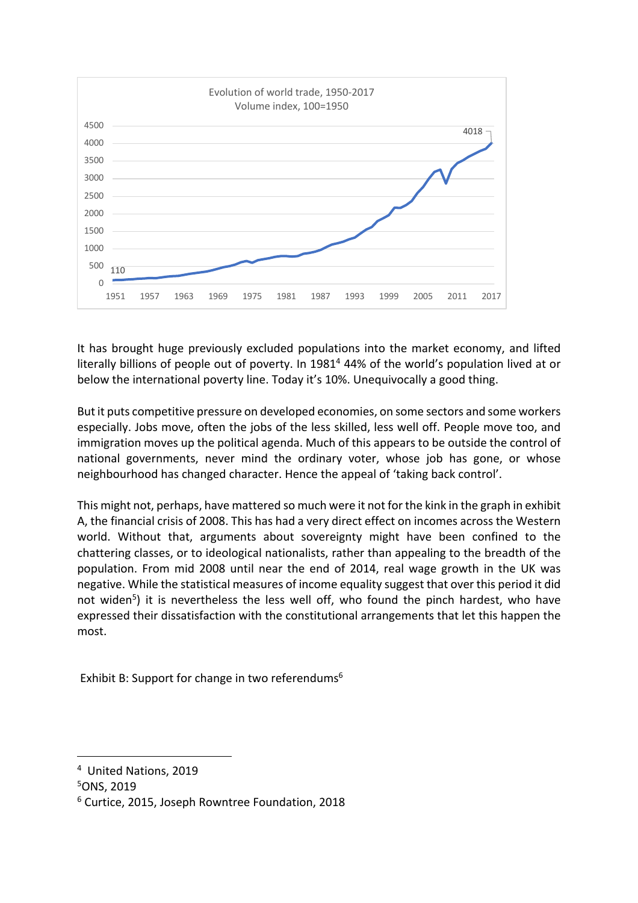Evolution of world trade, 1950-2017
Volume index, 100=1950

It has brought huge previously excluded populations into the market economy, and lifted literally billions of people out of poverty. In 1981[4] 44% of the world's population lived at or below the international poverty line. Today it's 10%. Unequivocally a good thing.

But it puts competitive pressure on developed economies, on some sectors and some workers especially. Jobs move, often the jobs of the less skilled, less well off. People move too, and immigration moves up the political agenda. Much of this appears to be outside the control of national governments, never mind the ordinary voter, whose job has gone, or whose neighbourhood has changed character. Hence the appeal of 'taking back control'.

This might not, perhaps, have mattered so much were it not for the kink in the graph in exhibit A, the financial crisis of 2008. This has had a very direct effect on incomes across the Western world. Without that, arguments about sovereignty might have been confined to the chattering classes, or to ideological nationalists, rather than appealing to the breadth of the population. From mid 2008 until near the end of 2014, real wage growth in the UK was negative. While the statistical measures of income equality suggest that over this period it did not widen[5]) it is nevertheless the less well off, who found the pinch hardest, who have expressed their dissatisfaction with the constitutional arrangements that let this happen the most.

Exhibit B: Support for change in two referendums[6]

---

[4] United Nations, 2019
[5] ONS, 2019
[6] Curtice, 2015, Joseph Rowntree Foundation, 2018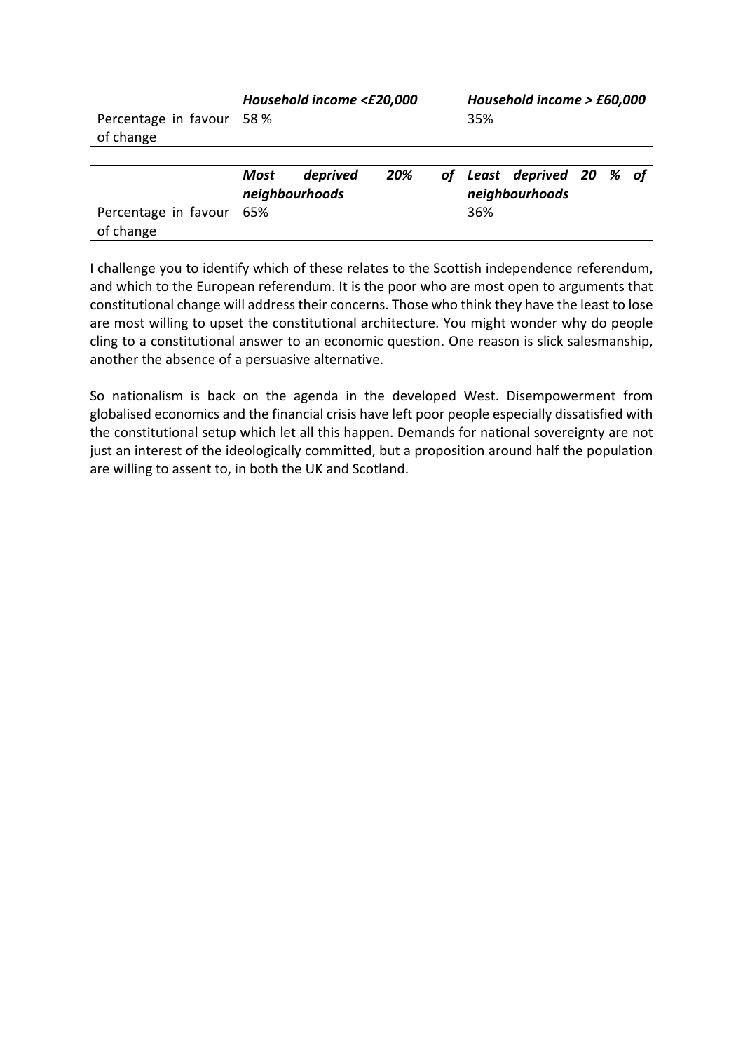| | ***Household income <£20,000*** | ***Household income > £60,000*** |
|---|---|---|
| Percentage in favour of change | 58 % | 35% |

| | ***Most deprived 20% of neighbourhoods*** | ***Least deprived 20 % of neighbourhoods*** |
|---|---|---|
| Percentage in favour of change | 65% | 36% |

I challenge you to identify which of these relates to the Scottish independence referendum, and which to the European referendum. It is the poor who are most open to arguments that constitutional change will address their concerns. Those who think they have the least to lose are most willing to upset the constitutional architecture. You might wonder why do people cling to a constitutional answer to an economic question. One reason is slick salesmanship, another the absence of a persuasive alternative.

So nationalism is back on the agenda in the developed West. Disempowerment from globalised economics and the financial crisis have left poor people especially dissatisfied with the constitutional setup which let all this happen. Demands for national sovereignty are not just an interest of the ideologically committed, but a proposition around half the population are willing to assent to, in both the UK and Scotland.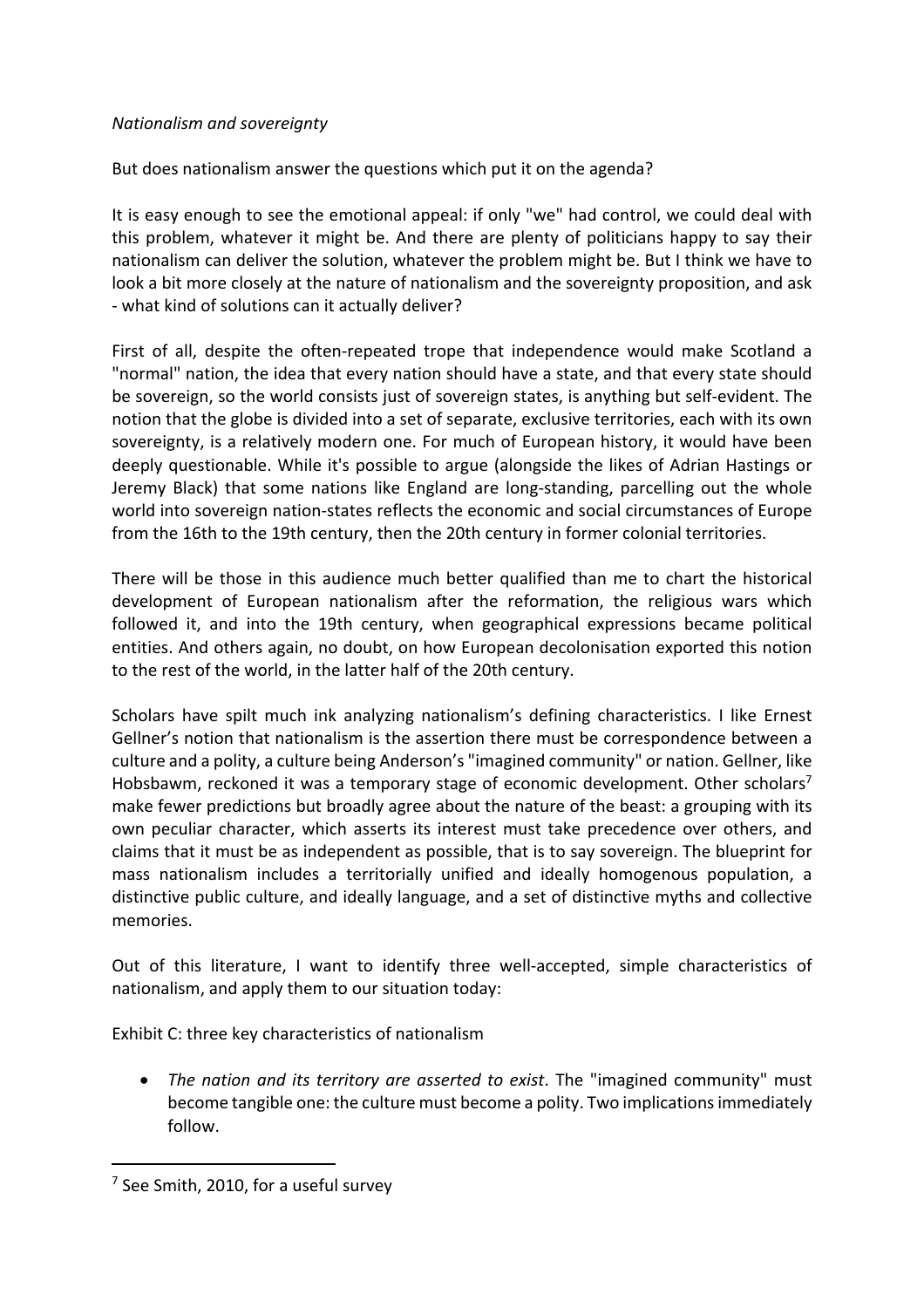*Nationalism and sovereignty*

But does nationalism answer the questions which put it on the agenda?

It is easy enough to see the emotional appeal: if only "we" had control, we could deal with this problem, whatever it might be. And there are plenty of politicians happy to say their nationalism can deliver the solution, whatever the problem might be. But I think we have to look a bit more closely at the nature of nationalism and the sovereignty proposition, and ask - what kind of solutions can it actually deliver?

First of all, despite the often-repeated trope that independence would make Scotland a "normal" nation, the idea that every nation should have a state, and that every state should be sovereign, so the world consists just of sovereign states, is anything but self-evident. The notion that the globe is divided into a set of separate, exclusive territories, each with its own sovereignty, is a relatively modern one. For much of European history, it would have been deeply questionable. While it's possible to argue (alongside the likes of Adrian Hastings or Jeremy Black) that some nations like England are long-standing, parcelling out the whole world into sovereign nation-states reflects the economic and social circumstances of Europe from the 16th to the 19th century, then the 20th century in former colonial territories.

There will be those in this audience much better qualified than me to chart the historical development of European nationalism after the reformation, the religious wars which followed it, and into the 19th century, when geographical expressions became political entities. And others again, no doubt, on how European decolonisation exported this notion to the rest of the world, in the latter half of the 20th century.

Scholars have spilt much ink analyzing nationalism's defining characteristics. I like Ernest Gellner's notion that nationalism is the assertion there must be correspondence between a culture and a polity, a culture being Anderson's "imagined community" or nation. Gellner, like Hobsbawm, reckoned it was a temporary stage of economic development. Other scholars[7] make fewer predictions but broadly agree about the nature of the beast: a grouping with its own peculiar character, which asserts its interest must take precedence over others, and claims that it must be as independent as possible, that is to say sovereign. The blueprint for mass nationalism includes a territorially unified and ideally homogenous population, a distinctive public culture, and ideally language, and a set of distinctive myths and collective memories.

Out of this literature, I want to identify three well-accepted, simple characteristics of nationalism, and apply them to our situation today:

Exhibit C: three key characteristics of nationalism

- *The nation and its territory are asserted to exist*. The "imagined community" must become tangible one: the culture must become a polity. Two implications immediately follow.

[7] See Smith, 2010, for a useful survey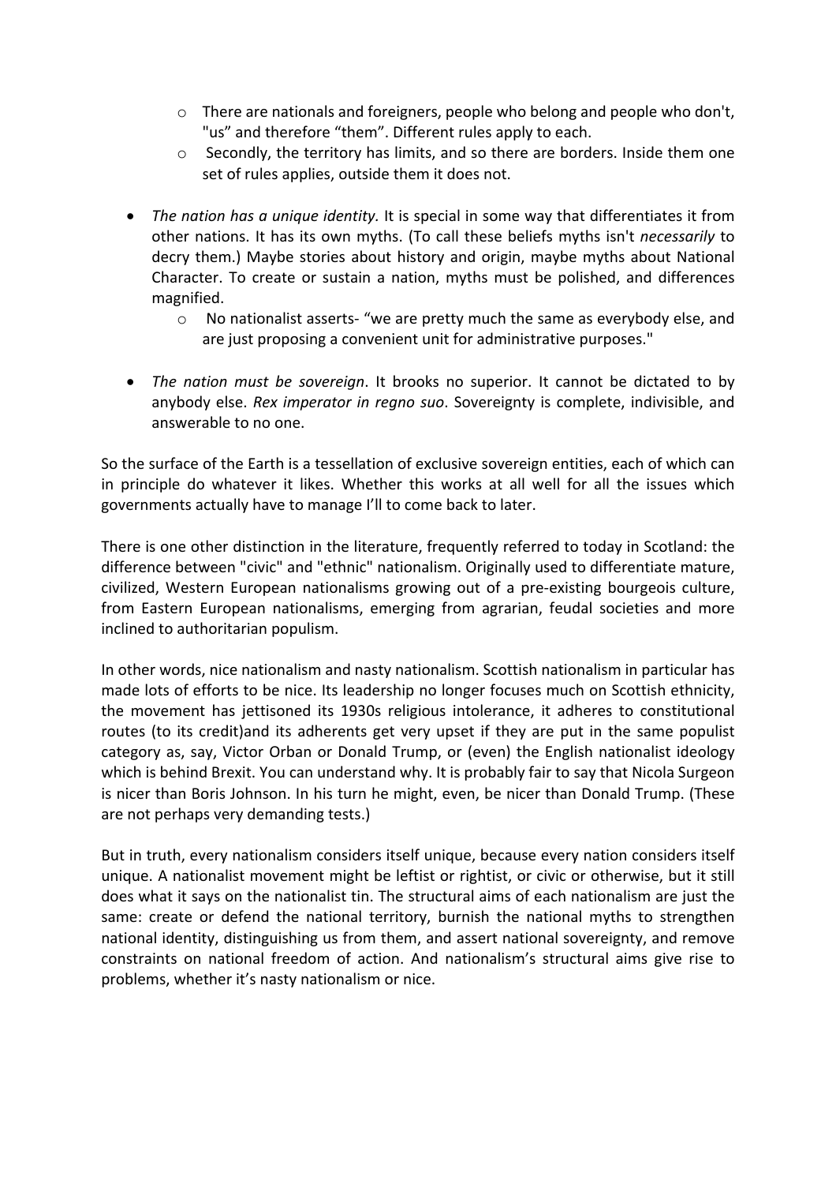- There are nationals and foreigners, people who belong and people who don't, "us" and therefore "them". Different rules apply to each.
  - Secondly, the territory has limits, and so there are borders. Inside them one set of rules applies, outside them it does not.

- *The nation has a unique identity.* It is special in some way that differentiates it from other nations. It has its own myths. (To call these beliefs myths isn't *necessarily* to decry them.) Maybe stories about history and origin, maybe myths about National Character. To create or sustain a nation, myths must be polished, and differences magnified.
  - No nationalist asserts- "we are pretty much the same as everybody else, and are just proposing a convenient unit for administrative purposes."

- *The nation must be sovereign*. It brooks no superior. It cannot be dictated to by anybody else. *Rex imperator in regno suo*. Sovereignty is complete, indivisible, and answerable to no one.

So the surface of the Earth is a tessellation of exclusive sovereign entities, each of which can in principle do whatever it likes. Whether this works at all well for all the issues which governments actually have to manage I'll to come back to later.

There is one other distinction in the literature, frequently referred to today in Scotland: the difference between "civic" and "ethnic" nationalism. Originally used to differentiate mature, civilized, Western European nationalisms growing out of a pre-existing bourgeois culture, from Eastern European nationalisms, emerging from agrarian, feudal societies and more inclined to authoritarian populism.

In other words, nice nationalism and nasty nationalism. Scottish nationalism in particular has made lots of efforts to be nice. Its leadership no longer focuses much on Scottish ethnicity, the movement has jettisoned its 1930s religious intolerance, it adheres to constitutional routes (to its credit)and its adherents get very upset if they are put in the same populist category as, say, Victor Orban or Donald Trump, or (even) the English nationalist ideology which is behind Brexit. You can understand why. It is probably fair to say that Nicola Surgeon is nicer than Boris Johnson. In his turn he might, even, be nicer than Donald Trump. (These are not perhaps very demanding tests.)

But in truth, every nationalism considers itself unique, because every nation considers itself unique. A nationalist movement might be leftist or rightist, or civic or otherwise, but it still does what it says on the nationalist tin. The structural aims of each nationalism are just the same: create or defend the national territory, burnish the national myths to strengthen national identity, distinguishing us from them, and assert national sovereignty, and remove constraints on national freedom of action. And nationalism's structural aims give rise to problems, whether it's nasty nationalism or nice.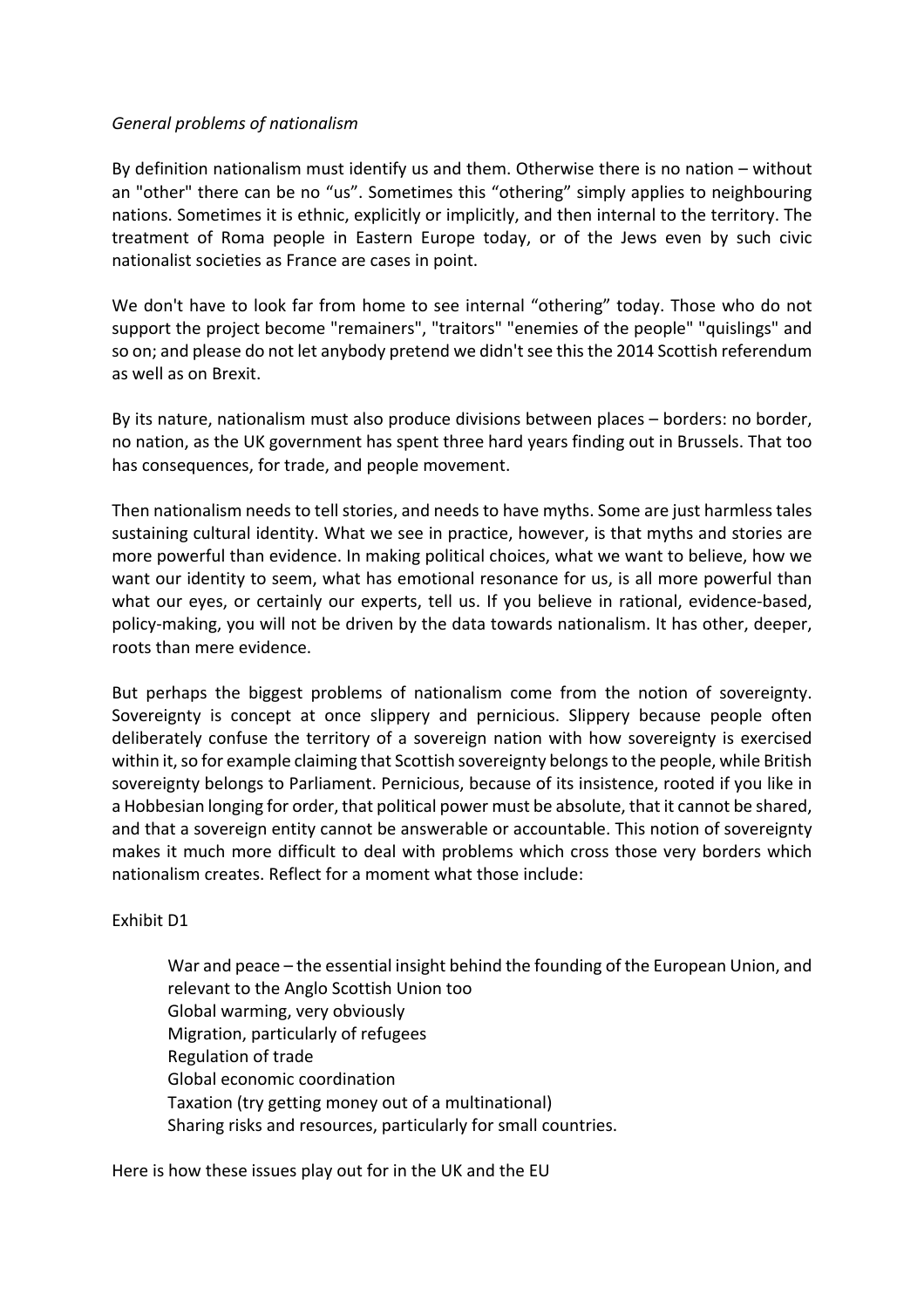*General problems of nationalism*

By definition nationalism must identify us and them. Otherwise there is no nation – without an "other" there can be no "us". Sometimes this "othering" simply applies to neighbouring nations. Sometimes it is ethnic, explicitly or implicitly, and then internal to the territory. The treatment of Roma people in Eastern Europe today, or of the Jews even by such civic nationalist societies as France are cases in point.

We don't have to look far from home to see internal "othering" today. Those who do not support the project become "remainers", "traitors" "enemies of the people" "quislings" and so on; and please do not let anybody pretend we didn't see this the 2014 Scottish referendum as well as on Brexit.

By its nature, nationalism must also produce divisions between places – borders: no border, no nation, as the UK government has spent three hard years finding out in Brussels. That too has consequences, for trade, and people movement.

Then nationalism needs to tell stories, and needs to have myths. Some are just harmless tales sustaining cultural identity. What we see in practice, however, is that myths and stories are more powerful than evidence. In making political choices, what we want to believe, how we want our identity to seem, what has emotional resonance for us, is all more powerful than what our eyes, or certainly our experts, tell us. If you believe in rational, evidence-based, policy-making, you will not be driven by the data towards nationalism. It has other, deeper, roots than mere evidence.

But perhaps the biggest problems of nationalism come from the notion of sovereignty. Sovereignty is concept at once slippery and pernicious. Slippery because people often deliberately confuse the territory of a sovereign nation with how sovereignty is exercised within it, so for example claiming that Scottish sovereignty belongs to the people, while British sovereignty belongs to Parliament. Pernicious, because of its insistence, rooted if you like in a Hobbesian longing for order, that political power must be absolute, that it cannot be shared, and that a sovereign entity cannot be answerable or accountable. This notion of sovereignty makes it much more difficult to deal with problems which cross those very borders which nationalism creates. Reflect for a moment what those include:

Exhibit D1

> War and peace – the essential insight behind the founding of the European Union, and relevant to the Anglo Scottish Union too
> Global warming, very obviously
> Migration, particularly of refugees
> Regulation of trade
> Global economic coordination
> Taxation (try getting money out of a multinational)
> Sharing risks and resources, particularly for small countries.

Here is how these issues play out for in the UK and the EU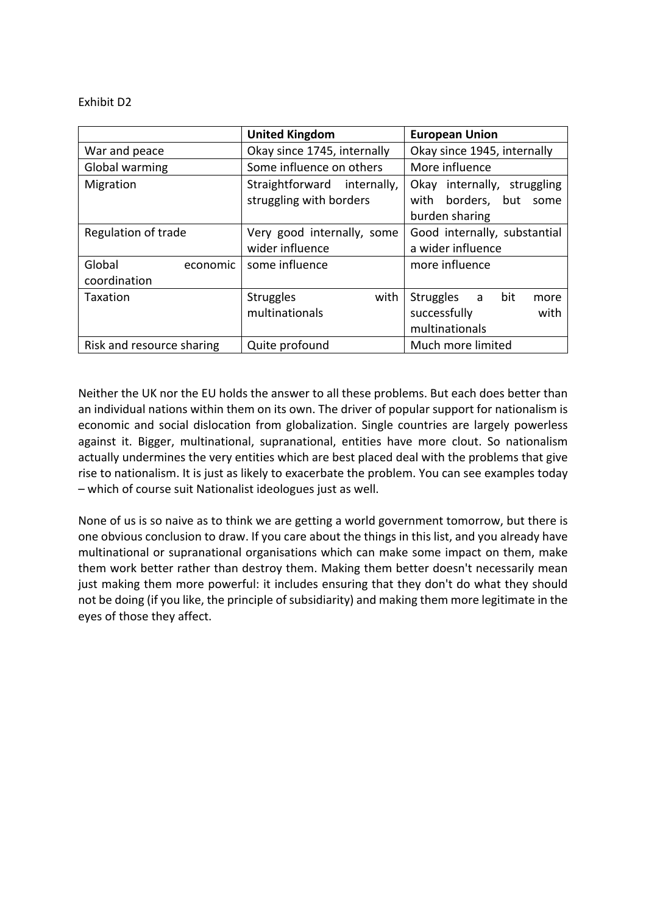Exhibit D2

| | **United Kingdom** | **European Union** |
|---|---|---|
| War and peace | Okay since 1745, internally | Okay since 1945, internally |
| Global warming | Some influence on others | More influence |
| Migration | Straightforward internally, struggling with borders | Okay internally, struggling with borders, but some burden sharing |
| Regulation of trade | Very good internally, some wider influence | Good internally, substantial a wider influence |
| Global economic coordination | some influence | more influence |
| Taxation | Struggles with multinationals | Struggles a bit more successfully with multinationals |
| Risk and resource sharing | Quite profound | Much more limited |

Neither the UK nor the EU holds the answer to all these problems. But each does better than an individual nations within them on its own. The driver of popular support for nationalism is economic and social dislocation from globalization. Single countries are largely powerless against it. Bigger, multinational, supranational, entities have more clout. So nationalism actually undermines the very entities which are best placed deal with the problems that give rise to nationalism. It is just as likely to exacerbate the problem. You can see examples today – which of course suit Nationalist ideologues just as well.

None of us is so naive as to think we are getting a world government tomorrow, but there is one obvious conclusion to draw. If you care about the things in this list, and you already have multinational or supranational organisations which can make some impact on them, make them work better rather than destroy them. Making them better doesn't necessarily mean just making them more powerful: it includes ensuring that they don't do what they should not be doing (if you like, the principle of subsidiarity) and making them more legitimate in the eyes of those they affect.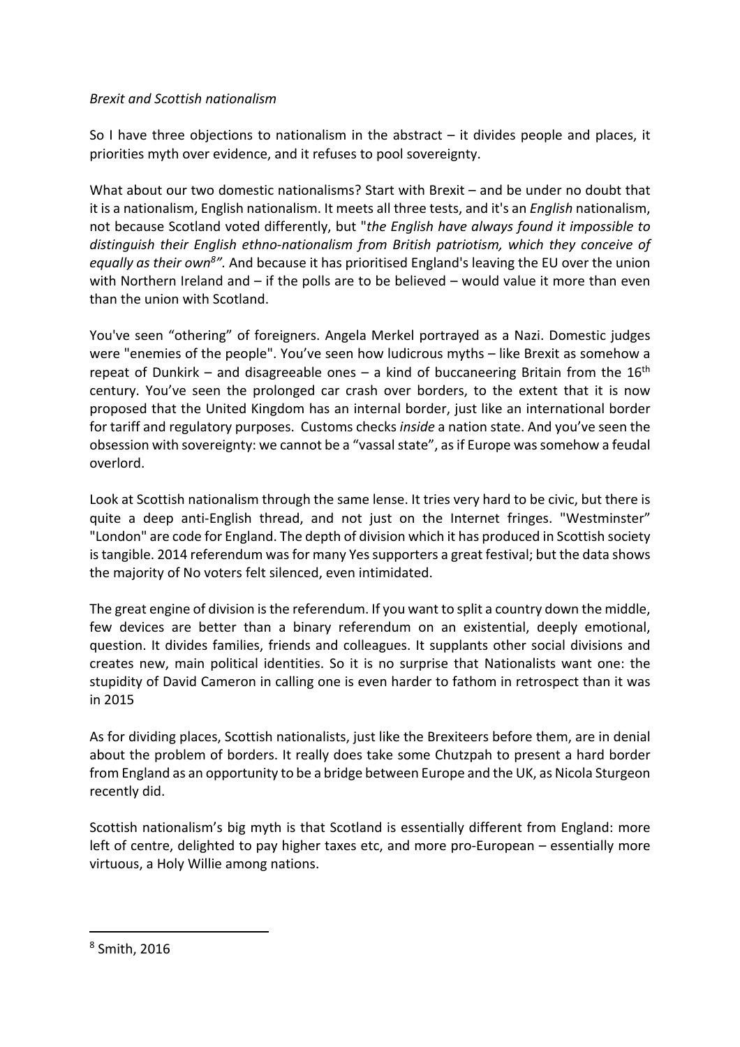*Brexit and Scottish nationalism*

So I have three objections to nationalism in the abstract – it divides people and places, it priorities myth over evidence, and it refuses to pool sovereignty.

What about our two domestic nationalisms? Start with Brexit – and be under no doubt that it is a nationalism, English nationalism. It meets all three tests, and it's an *English* nationalism, not because Scotland voted differently, but "*the English have always found it impossible to distinguish their English ethno-nationalism from British patriotism, which they conceive of equally as their own*[8]*"*. And because it has prioritised England's leaving the EU over the union with Northern Ireland and – if the polls are to be believed – would value it more than even than the union with Scotland.

You've seen "othering" of foreigners. Angela Merkel portrayed as a Nazi. Domestic judges were "enemies of the people". You've seen how ludicrous myths – like Brexit as somehow a repeat of Dunkirk – and disagreeable ones – a kind of buccaneering Britain from the 16th century. You've seen the prolonged car crash over borders, to the extent that it is now proposed that the United Kingdom has an internal border, just like an international border for tariff and regulatory purposes. Customs checks *inside* a nation state. And you've seen the obsession with sovereignty: we cannot be a "vassal state", as if Europe was somehow a feudal overlord.

Look at Scottish nationalism through the same lense. It tries very hard to be civic, but there is quite a deep anti-English thread, and not just on the Internet fringes. "Westminster" "London" are code for England. The depth of division which it has produced in Scottish society is tangible. 2014 referendum was for many Yes supporters a great festival; but the data shows the majority of No voters felt silenced, even intimidated.

The great engine of division is the referendum. If you want to split a country down the middle, few devices are better than a binary referendum on an existential, deeply emotional, question. It divides families, friends and colleagues. It supplants other social divisions and creates new, main political identities. So it is no surprise that Nationalists want one: the stupidity of David Cameron in calling one is even harder to fathom in retrospect than it was in 2015

As for dividing places, Scottish nationalists, just like the Brexiteers before them, are in denial about the problem of borders. It really does take some Chutzpah to present a hard border from England as an opportunity to be a bridge between Europe and the UK, as Nicola Sturgeon recently did.

Scottish nationalism's big myth is that Scotland is essentially different from England: more left of centre, delighted to pay higher taxes etc, and more pro-European – essentially more virtuous, a Holy Willie among nations.

---

[8] Smith, 2016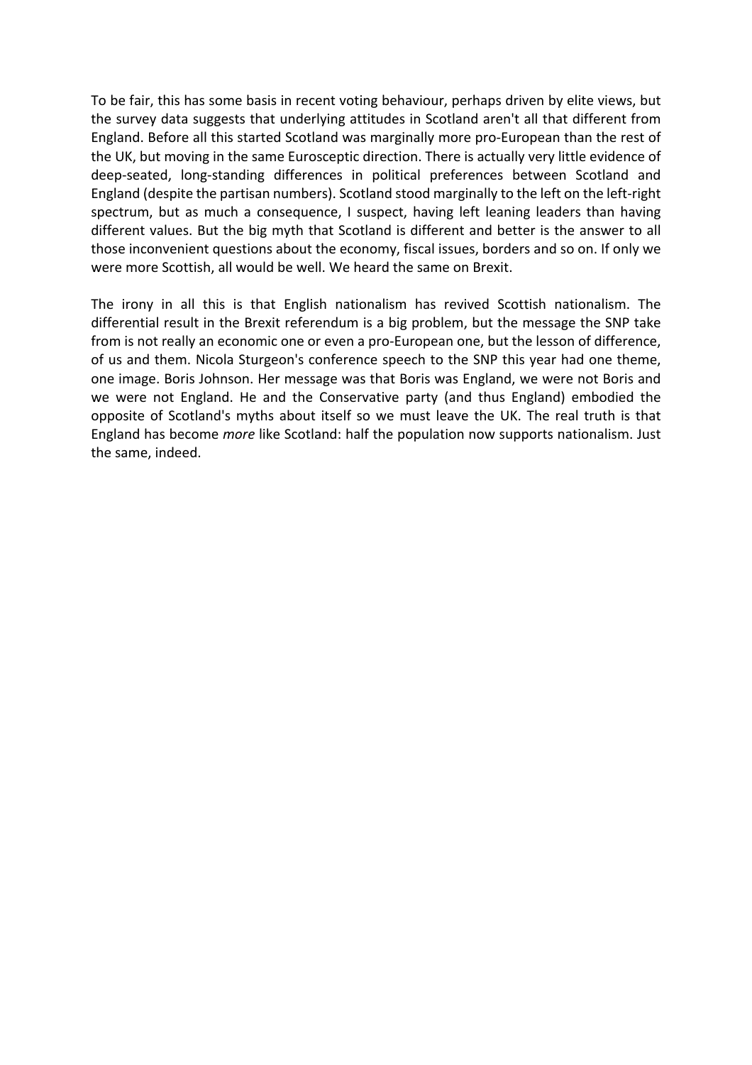To be fair, this has some basis in recent voting behaviour, perhaps driven by elite views, but the survey data suggests that underlying attitudes in Scotland aren't all that different from England. Before all this started Scotland was marginally more pro-European than the rest of the UK, but moving in the same Eurosceptic direction. There is actually very little evidence of deep-seated, long-standing differences in political preferences between Scotland and England (despite the partisan numbers). Scotland stood marginally to the left on the left-right spectrum, but as much a consequence, I suspect, having left leaning leaders than having different values. But the big myth that Scotland is different and better is the answer to all those inconvenient questions about the economy, fiscal issues, borders and so on. If only we were more Scottish, all would be well. We heard the same on Brexit.

The irony in all this is that English nationalism has revived Scottish nationalism. The differential result in the Brexit referendum is a big problem, but the message the SNP take from is not really an economic one or even a pro-European one, but the lesson of difference, of us and them. Nicola Sturgeon's conference speech to the SNP this year had one theme, one image. Boris Johnson. Her message was that Boris was England, we were not Boris and we were not England. He and the Conservative party (and thus England) embodied the opposite of Scotland's myths about itself so we must leave the UK. The real truth is that England has become *more* like Scotland: half the population now supports nationalism. Just the same, indeed.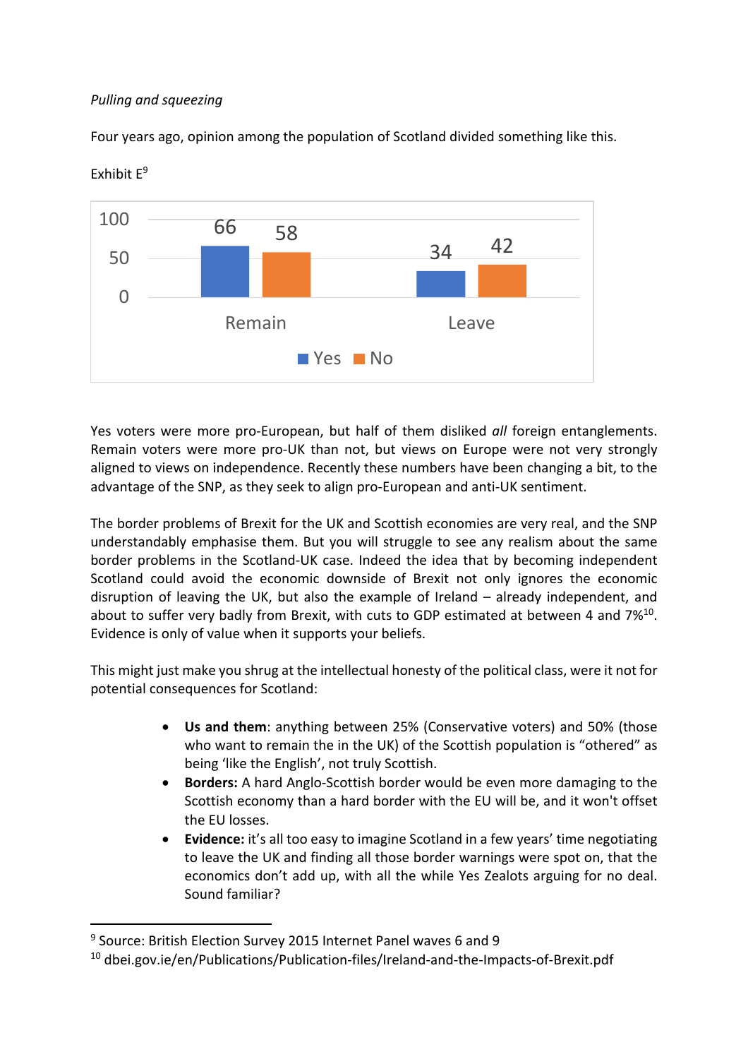*Pulling and squeezing*

Four years ago, opinion among the population of Scotland divided something like this.

Exhibit E[9]

| | Yes | No |
|---|---|---|
| Remain | 66 | 58 |
| Leave | 34 | 42 |

Yes voters were more pro-European, but half of them disliked *all* foreign entanglements. Remain voters were more pro-UK than not, but views on Europe were not very strongly aligned to views on independence. Recently these numbers have been changing a bit, to the advantage of the SNP, as they seek to align pro-European and anti-UK sentiment.

The border problems of Brexit for the UK and Scottish economies are very real, and the SNP understandably emphasise them. But you will struggle to see any realism about the same border problems in the Scotland-UK case. Indeed the idea that by becoming independent Scotland could avoid the economic downside of Brexit not only ignores the economic disruption of leaving the UK, but also the example of Ireland – already independent, and about to suffer very badly from Brexit, with cuts to GDP estimated at between 4 and 7%[10]. Evidence is only of value when it supports your beliefs.

This might just make you shrug at the intellectual honesty of the political class, were it not for potential consequences for Scotland:

- **Us and them**: anything between 25% (Conservative voters) and 50% (those who want to remain the in the UK) of the Scottish population is "othered" as being 'like the English', not truly Scottish.
- **Borders:** A hard Anglo-Scottish border would be even more damaging to the Scottish economy than a hard border with the EU will be, and it won't offset the EU losses.
- **Evidence:** it's all too easy to imagine Scotland in a few years' time negotiating to leave the UK and finding all those border warnings were spot on, that the economics don't add up, with all the while Yes Zealots arguing for no deal. Sound familiar?

---

[9] Source: British Election Survey 2015 Internet Panel waves 6 and 9

[10] dbei.gov.ie/en/Publications/Publication-files/Ireland-and-the-Impacts-of-Brexit.pdf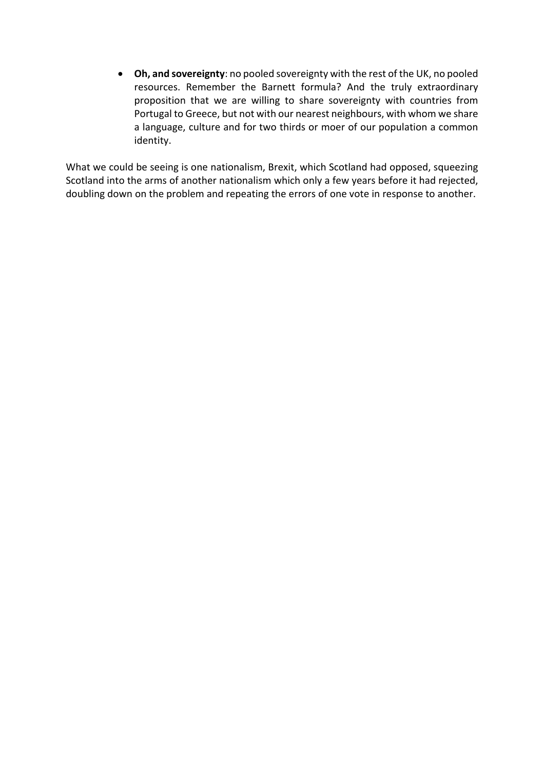- **Oh, and sovereignty**: no pooled sovereignty with the rest of the UK, no pooled resources. Remember the Barnett formula? And the truly extraordinary proposition that we are willing to share sovereignty with countries from Portugal to Greece, but not with our nearest neighbours, with whom we share a language, culture and for two thirds or moer of our population a common identity.

What we could be seeing is one nationalism, Brexit, which Scotland had opposed, squeezing Scotland into the arms of another nationalism which only a few years before it had rejected, doubling down on the problem and repeating the errors of one vote in response to another.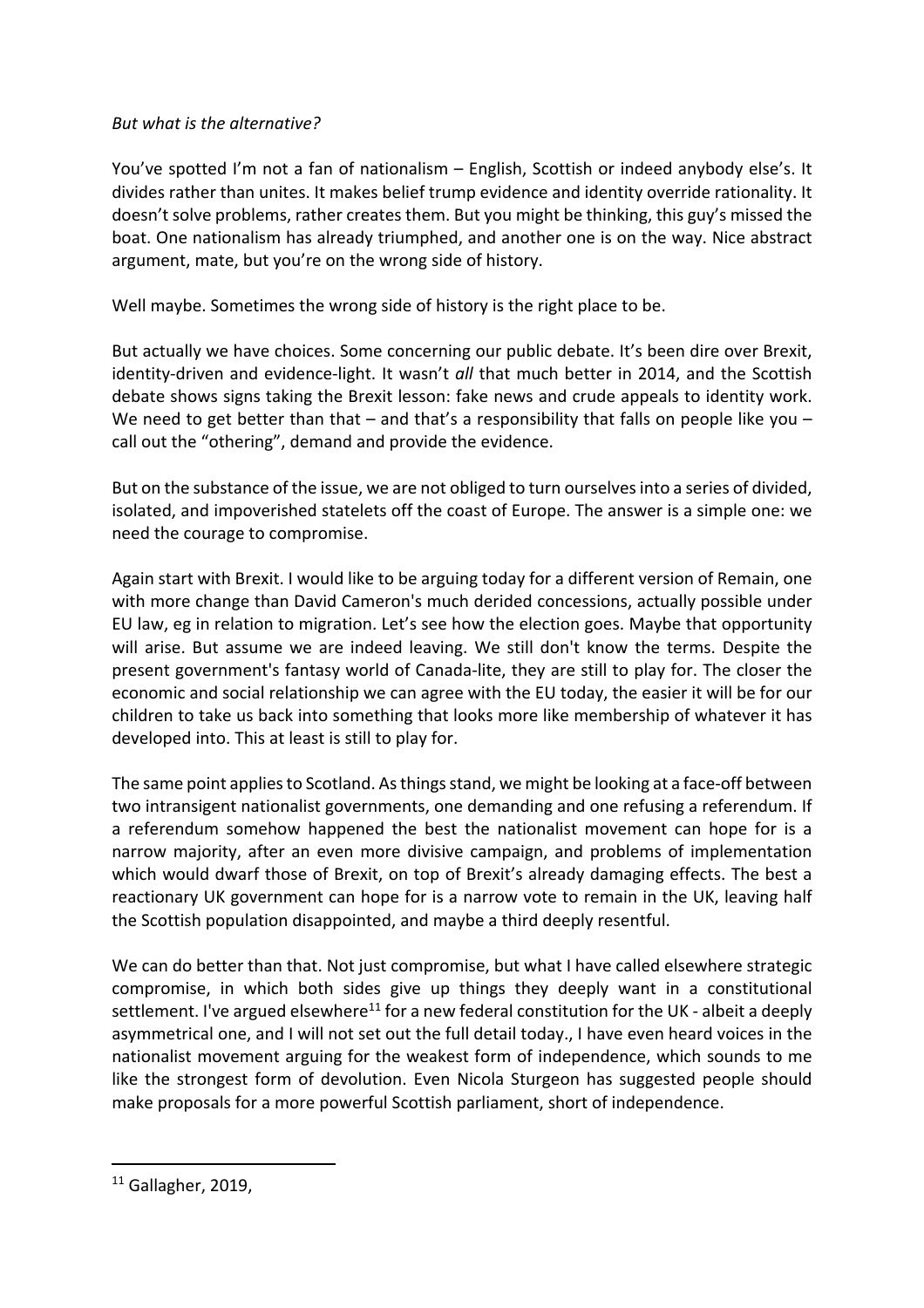*But what is the alternative?*

You've spotted I'm not a fan of nationalism – English, Scottish or indeed anybody else's. It divides rather than unites. It makes belief trump evidence and identity override rationality. It doesn't solve problems, rather creates them. But you might be thinking, this guy's missed the boat. One nationalism has already triumphed, and another one is on the way. Nice abstract argument, mate, but you're on the wrong side of history.

Well maybe. Sometimes the wrong side of history is the right place to be.

But actually we have choices. Some concerning our public debate. It's been dire over Brexit, identity-driven and evidence-light. It wasn't *all* that much better in 2014, and the Scottish debate shows signs taking the Brexit lesson: fake news and crude appeals to identity work. We need to get better than that – and that's a responsibility that falls on people like you – call out the "othering", demand and provide the evidence.

But on the substance of the issue, we are not obliged to turn ourselves into a series of divided, isolated, and impoverished statelets off the coast of Europe. The answer is a simple one: we need the courage to compromise.

Again start with Brexit. I would like to be arguing today for a different version of Remain, one with more change than David Cameron's much derided concessions, actually possible under EU law, eg in relation to migration. Let's see how the election goes. Maybe that opportunity will arise. But assume we are indeed leaving. We still don't know the terms. Despite the present government's fantasy world of Canada-lite, they are still to play for. The closer the economic and social relationship we can agree with the EU today, the easier it will be for our children to take us back into something that looks more like membership of whatever it has developed into. This at least is still to play for.

The same point applies to Scotland. As things stand, we might be looking at a face-off between two intransigent nationalist governments, one demanding and one refusing a referendum. If a referendum somehow happened the best the nationalist movement can hope for is a narrow majority, after an even more divisive campaign, and problems of implementation which would dwarf those of Brexit, on top of Brexit's already damaging effects. The best a reactionary UK government can hope for is a narrow vote to remain in the UK, leaving half the Scottish population disappointed, and maybe a third deeply resentful.

We can do better than that. Not just compromise, but what I have called elsewhere strategic compromise, in which both sides give up things they deeply want in a constitutional settlement. I've argued elsewhere[11] for a new federal constitution for the UK - albeit a deeply asymmetrical one, and I will not set out the full detail today., I have even heard voices in the nationalist movement arguing for the weakest form of independence, which sounds to me like the strongest form of devolution. Even Nicola Sturgeon has suggested people should make proposals for a more powerful Scottish parliament, short of independence.

---

[11] Gallagher, 2019,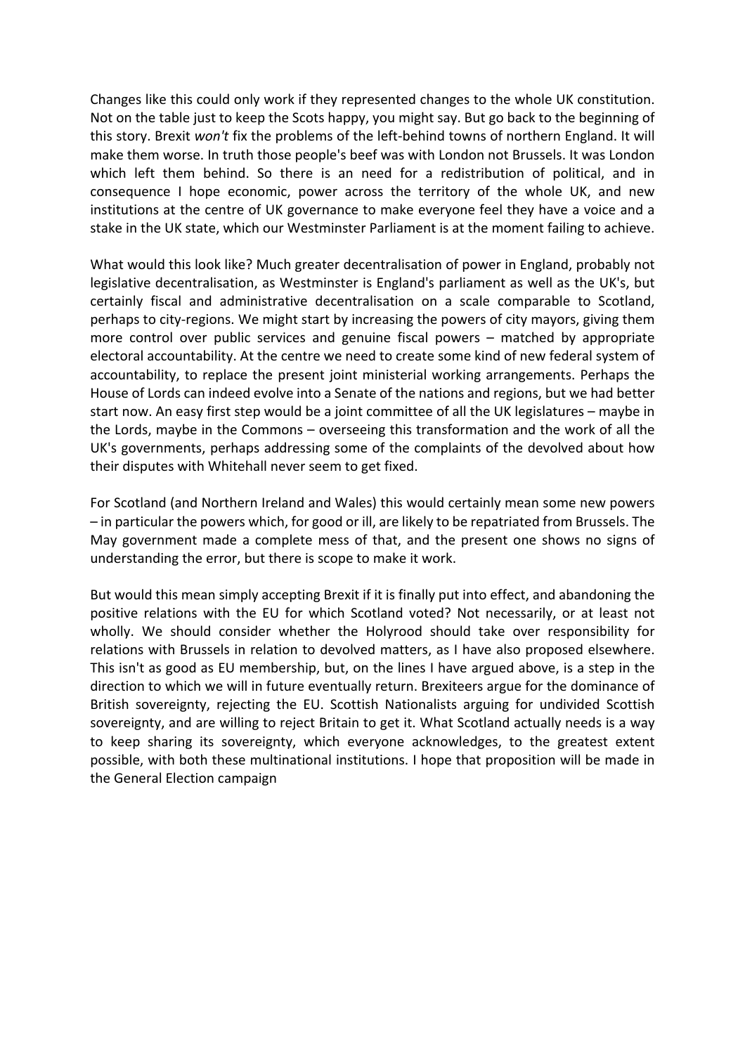Changes like this could only work if they represented changes to the whole UK constitution. Not on the table just to keep the Scots happy, you might say. But go back to the beginning of this story. Brexit *won't* fix the problems of the left-behind towns of northern England. It will make them worse. In truth those people's beef was with London not Brussels. It was London which left them behind. So there is an need for a redistribution of political, and in consequence I hope economic, power across the territory of the whole UK, and new institutions at the centre of UK governance to make everyone feel they have a voice and a stake in the UK state, which our Westminster Parliament is at the moment failing to achieve.

What would this look like? Much greater decentralisation of power in England, probably not legislative decentralisation, as Westminster is England's parliament as well as the UK's, but certainly fiscal and administrative decentralisation on a scale comparable to Scotland, perhaps to city-regions. We might start by increasing the powers of city mayors, giving them more control over public services and genuine fiscal powers – matched by appropriate electoral accountability. At the centre we need to create some kind of new federal system of accountability, to replace the present joint ministerial working arrangements. Perhaps the House of Lords can indeed evolve into a Senate of the nations and regions, but we had better start now. An easy first step would be a joint committee of all the UK legislatures – maybe in the Lords, maybe in the Commons – overseeing this transformation and the work of all the UK's governments, perhaps addressing some of the complaints of the devolved about how their disputes with Whitehall never seem to get fixed.

For Scotland (and Northern Ireland and Wales) this would certainly mean some new powers – in particular the powers which, for good or ill, are likely to be repatriated from Brussels. The May government made a complete mess of that, and the present one shows no signs of understanding the error, but there is scope to make it work.

But would this mean simply accepting Brexit if it is finally put into effect, and abandoning the positive relations with the EU for which Scotland voted? Not necessarily, or at least not wholly. We should consider whether the Holyrood should take over responsibility for relations with Brussels in relation to devolved matters, as I have also proposed elsewhere. This isn't as good as EU membership, but, on the lines I have argued above, is a step in the direction to which we will in future eventually return. Brexiteers argue for the dominance of British sovereignty, rejecting the EU. Scottish Nationalists arguing for undivided Scottish sovereignty, and are willing to reject Britain to get it. What Scotland actually needs is a way to keep sharing its sovereignty, which everyone acknowledges, to the greatest extent possible, with both these multinational institutions. I hope that proposition will be made in the General Election campaign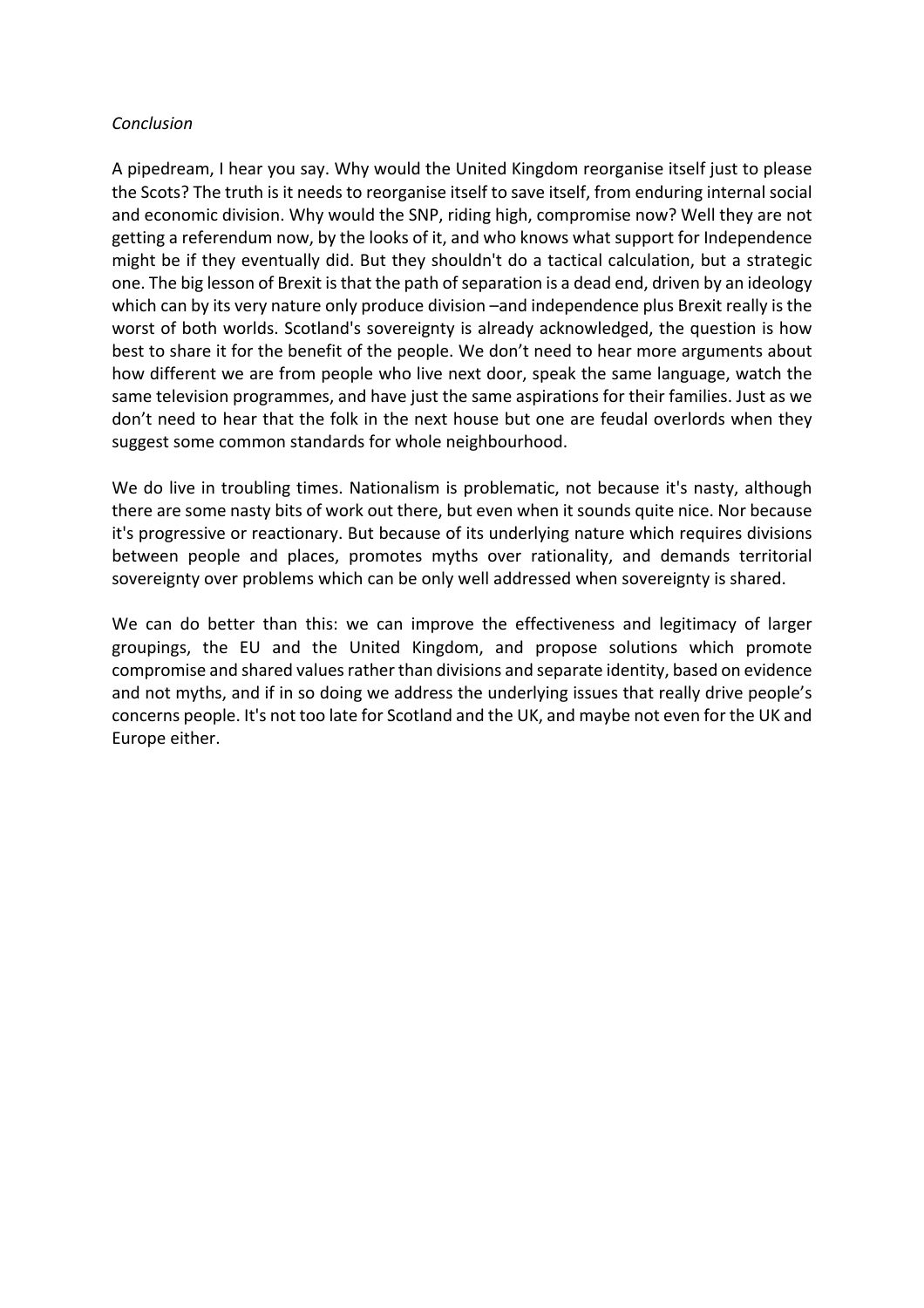*Conclusion*

A pipedream, I hear you say. Why would the United Kingdom reorganise itself just to please the Scots? The truth is it needs to reorganise itself to save itself, from enduring internal social and economic division. Why would the SNP, riding high, compromise now? Well they are not getting a referendum now, by the looks of it, and who knows what support for Independence might be if they eventually did. But they shouldn't do a tactical calculation, but a strategic one. The big lesson of Brexit is that the path of separation is a dead end, driven by an ideology which can by its very nature only produce division –and independence plus Brexit really is the worst of both worlds. Scotland's sovereignty is already acknowledged, the question is how best to share it for the benefit of the people. We don't need to hear more arguments about how different we are from people who live next door, speak the same language, watch the same television programmes, and have just the same aspirations for their families. Just as we don't need to hear that the folk in the next house but one are feudal overlords when they suggest some common standards for whole neighbourhood.

We do live in troubling times. Nationalism is problematic, not because it's nasty, although there are some nasty bits of work out there, but even when it sounds quite nice. Nor because it's progressive or reactionary. But because of its underlying nature which requires divisions between people and places, promotes myths over rationality, and demands territorial sovereignty over problems which can be only well addressed when sovereignty is shared.

We can do better than this: we can improve the effectiveness and legitimacy of larger groupings, the EU and the United Kingdom, and propose solutions which promote compromise and shared values rather than divisions and separate identity, based on evidence and not myths, and if in so doing we address the underlying issues that really drive people's concerns people. It's not too late for Scotland and the UK, and maybe not even for the UK and Europe either.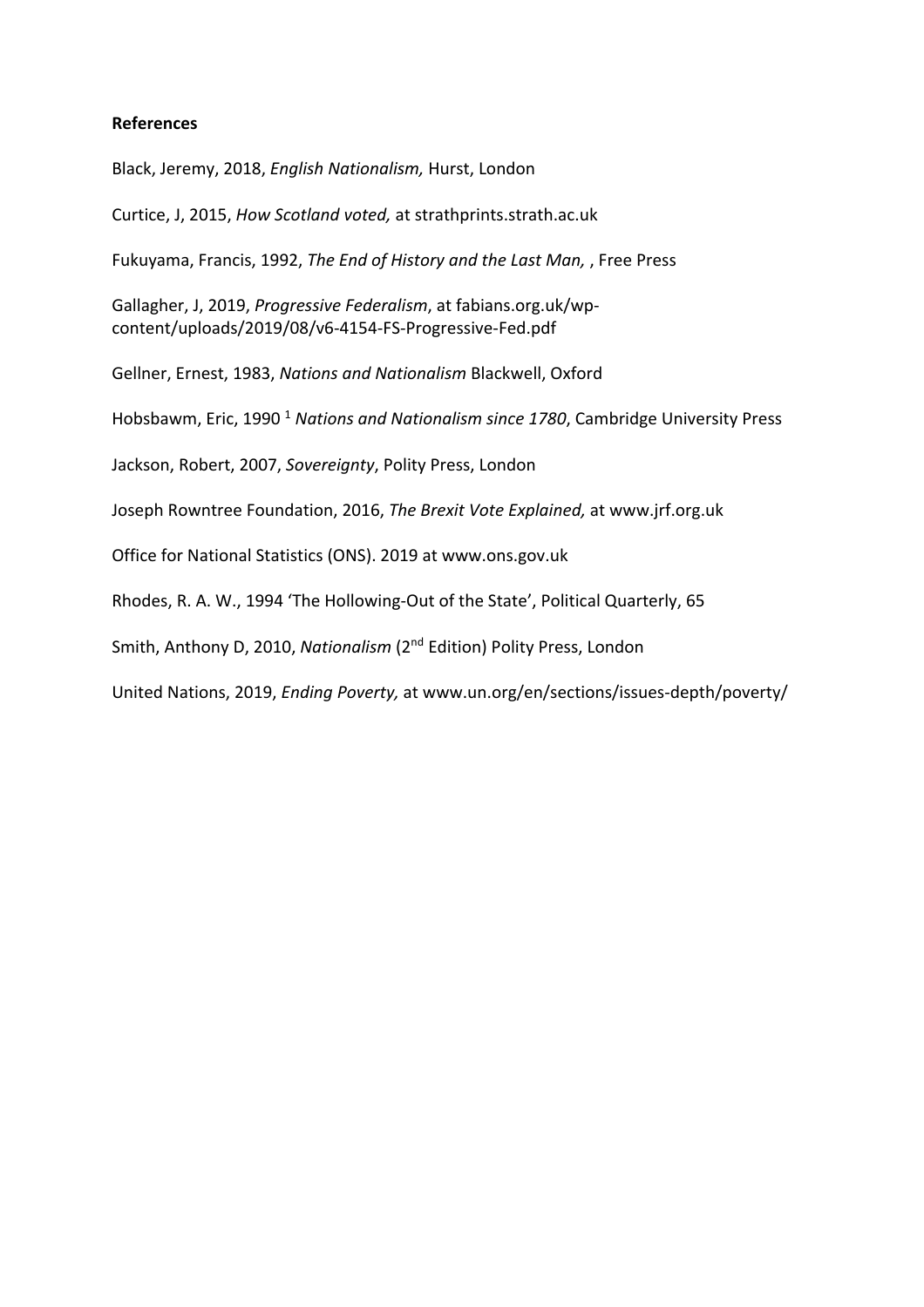**References**

Black, Jeremy, 2018, *English Nationalism,* Hurst, London

Curtice, J, 2015, *How Scotland voted,* at strathprints.strath.ac.uk

Fukuyama, Francis, 1992, *The End of History and the Last Man,* , Free Press

Gallagher, J, 2019, *Progressive Federalism*, at fabians.org.uk/wp-content/uploads/2019/08/v6-4154-FS-Progressive-Fed.pdf

Gellner, Ernest, 1983, *Nations and Nationalism* Blackwell, Oxford

Hobsbawm, Eric, 1990 [1] *Nations and Nationalism since 1780*, Cambridge University Press

Jackson, Robert, 2007, *Sovereignty*, Polity Press, London

Joseph Rowntree Foundation, 2016, *The Brexit Vote Explained,* at www.jrf.org.uk

Office for National Statistics (ONS). 2019 at www.ons.gov.uk

Rhodes, R. A. W., 1994 'The Hollowing-Out of the State', Political Quarterly, 65

Smith, Anthony D, 2010, *Nationalism* (2nd Edition) Polity Press, London

United Nations, 2019, *Ending Poverty,* at www.un.org/en/sections/issues-depth/poverty/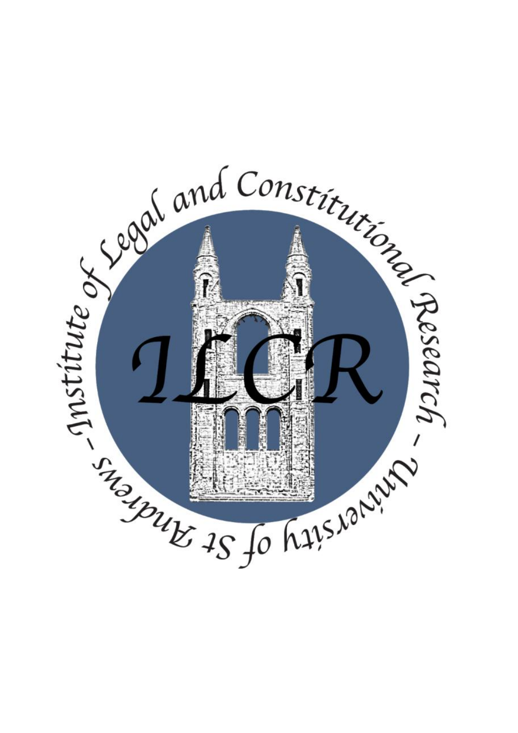ILCR

Institute of Legal and Constitutional Research – University of St Andrews